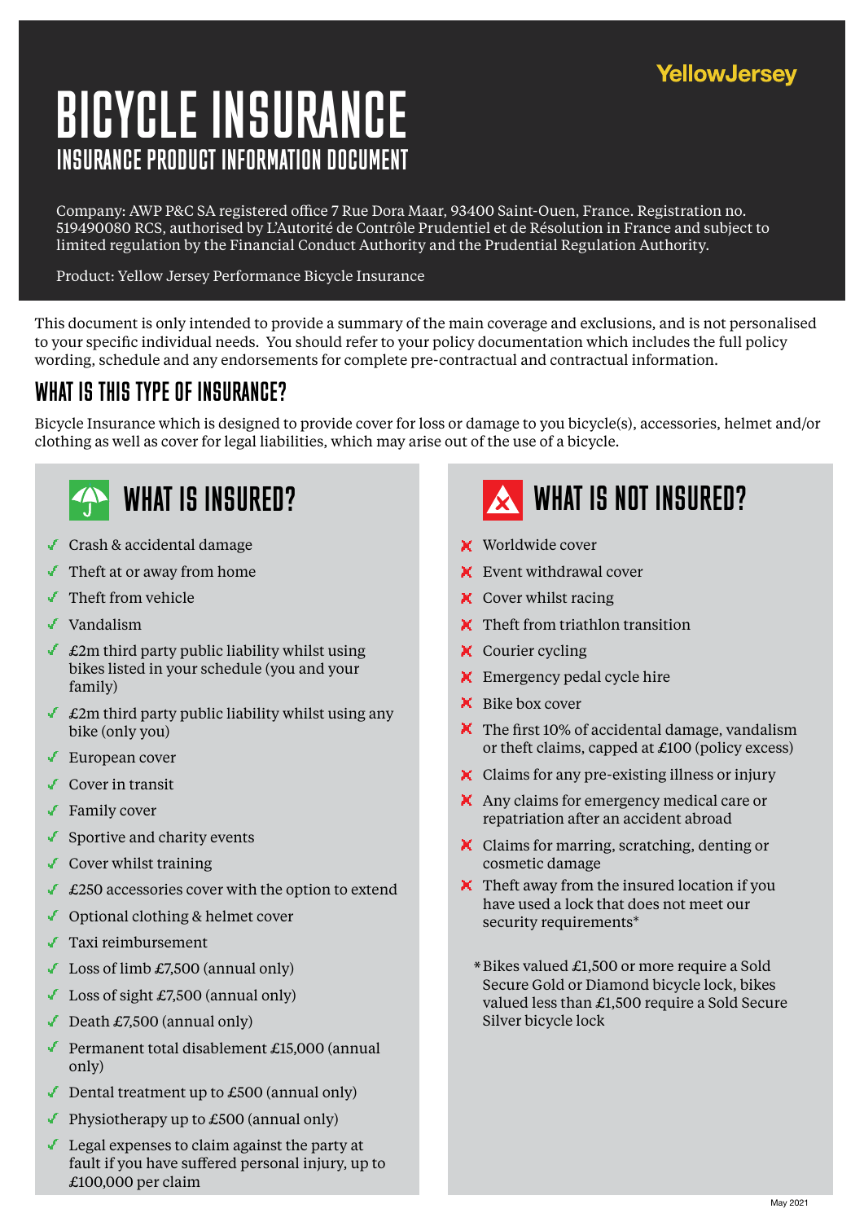YellowJersey

# BICYCLE INSURANCE

## INSURANCE PRODUCT INFORMATION DOCUMENT

Company: AWP P&C SA registered office 7 Rue Dora Maar, 93400 Saint-Ouen, France. Registration no. 519490080 RCS, authorised by L'Autorité de Contrôle Prudentiel et de Résolution in France and subject to limited regulation by the Financial Conduct Authority and the Prudential Regulation Authority.

Product: Yellow Jersey Performance Bicycle Insurance

This document is only intended to provide a summary of the main coverage and exclusions, and is not personalised to your specific individual needs. You should refer to your policy documentation which includes the full policy wording, schedule and any endorsements for complete pre-contractual and contractual information.

## WHAT IS THIS TYPE OF INSURANCE?

Bicycle Insurance which is designed to provide cover for loss or damage to you bicycle(s), accessories, helmet and/or clothing as well as cover for legal liabilities, which may arise out of the use of a bicycle.

## WHAT IS INSURED?

- ✓ Crash & accidental damage
- ✓ Theft at or away from home
- ✓ Theft from vehicle
- ✓ Vandalism
- ✓ £2m third party public liability whilst using bikes listed in your schedule (you and your family)
- ✓ £2m third party public liability whilst using any bike (only you)
- ✓ European cover
- ✓ Cover in transit
- ✓ Family cover
- ✓ Sportive and charity events
- ✓ Cover whilst training
- ✓ £250 accessories cover with the option to extend
- ✓ Optional clothing & helmet cover
- ✓ Taxi reimbursement
- ✓ Loss of limb £7,500 (annual only)
- ✓ Loss of sight £7,500 (annual only)
- ✓ Death £7,500 (annual only)
- ✓ Permanent total disablement £15,000 (annual only)
- ✓ Dental treatment up to £500 (annual only)
- ✓ Physiotherapy up to £500 (annual only)
- ✓ Legal expenses to claim against the party at fault if you have suffered personal injury, up to £100,000 per claim

## WHAT IS NOT INSURED?

- ✗ Worldwide cover
- ✗ Event withdrawal cover
- ✗ Cover whilst racing
- ✗ Theft from triathlon transition
- ✗ Courier cycling
- ✗ Emergency pedal cycle hire
- ✗ Bike box cover
- ✗ The first 10% of accidental damage, vandalism or theft claims, capped at £100 (policy excess)
- ✗ Claims for any pre-existing illness or injury
- ✗ Any claims for emergency medical care or repatriation after an accident abroad
- ✗ Claims for marring, scratching, denting or cosmetic damage
- ✗ Theft away from the insured location if you have used a lock that does not meet our security requirements*

*Bikes valued £1,500 or more require a Sold Secure Gold or Diamond bicycle lock, bikes valued less than £1,500 require a Sold Secure Silver bicycle lock

May 2021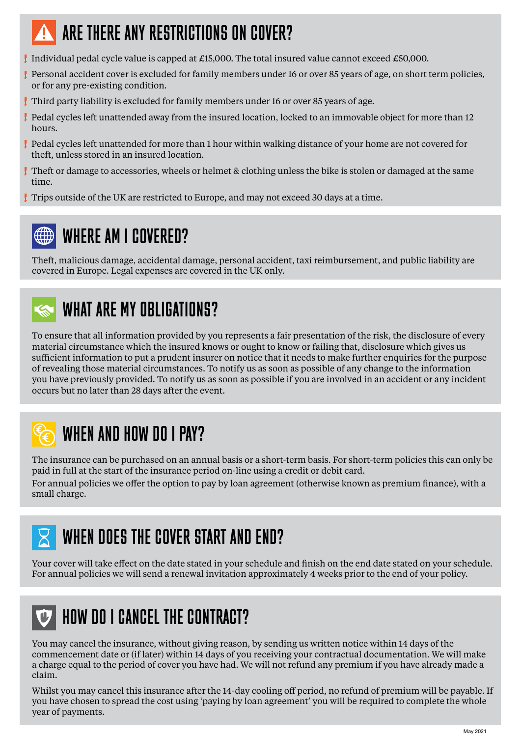## ARE THERE ANY RESTRICTIONS ON COVER?

- Individual pedal cycle value is capped at £15,000. The total insured value cannot exceed £50,000.
- Personal accident cover is excluded for family members under 16 or over 85 years of age, on short term policies, or for any pre-existing condition.
- Third party liability is excluded for family members under 16 or over 85 years of age.
- Pedal cycles left unattended away from the insured location, locked to an immovable object for more than 12 hours.
- Pedal cycles left unattended for more than 1 hour within walking distance of your home are not covered for theft, unless stored in an insured location.
- Theft or damage to accessories, wheels or helmet & clothing unless the bike is stolen or damaged at the same time.
- Trips outside of the UK are restricted to Europe, and may not exceed 30 days at a time.

## WHERE AM I COVERED?

Theft, malicious damage, accidental damage, personal accident, taxi reimbursement, and public liability are covered in Europe. Legal expenses are covered in the UK only.

## WHAT ARE MY OBLIGATIONS?

To ensure that all information provided by you represents a fair presentation of the risk, the disclosure of every material circumstance which the insured knows or ought to know or failing that, disclosure which gives us sufficient information to put a prudent insurer on notice that it needs to make further enquiries for the purpose of revealing those material circumstances. To notify us as soon as possible of any change to the information you have previously provided. To notify us as soon as possible if you are involved in an accident or any incident occurs but no later than 28 days after the event.

## WHEN AND HOW DO I PAY?

The insurance can be purchased on an annual basis or a short-term basis. For short-term policies this can only be paid in full at the start of the insurance period on-line using a credit or debit card.

For annual policies we offer the option to pay by loan agreement (otherwise known as premium finance), with a small charge.

## WHEN DOES THE COVER START AND END?

Your cover will take effect on the date stated in your schedule and finish on the end date stated on your schedule. For annual policies we will send a renewal invitation approximately 4 weeks prior to the end of your policy.

## HOW DO I CANCEL THE CONTRACT?

You may cancel the insurance, without giving reason, by sending us written notice within 14 days of the commencement date or (if later) within 14 days of you receiving your contractual documentation. We will make a charge equal to the period of cover you have had. We will not refund any premium if you have already made a claim.

Whilst you may cancel this insurance after the 14-day cooling off period, no refund of premium will be payable. If you have chosen to spread the cost using 'paying by loan agreement' you will be required to complete the whole year of payments.

May 2021